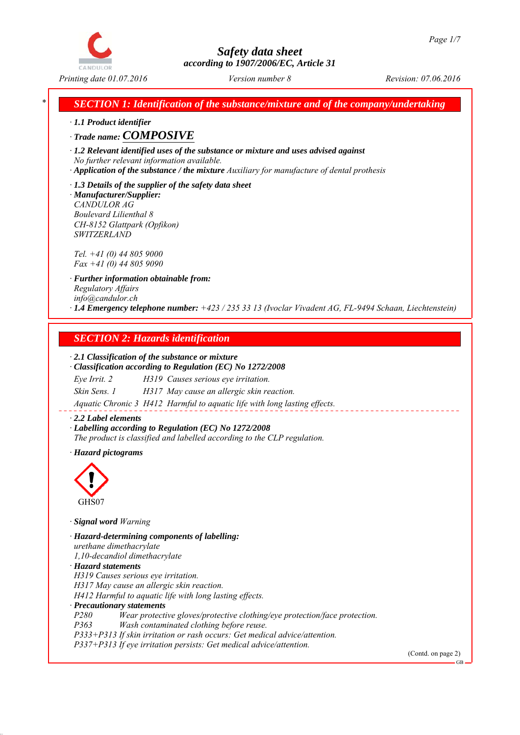# Safety data sheet
## according to 1907/2006/EC, Article 31

Printing date 01.07.2016 | Version number 8 | Revision: 07.06.2016

## * SECTION 1: Identification of the substance/mixture and of the company/undertaking

· **1.1 Product identifier**

· **Trade name: COMPOSIVE**

· **1.2 Relevant identified uses of the substance or mixture and uses advised against**
No further relevant information available.

· **Application of the substance / the mixture** Auxiliary for manufacture of dental prothesis

· **1.3 Details of the supplier of the safety data sheet**

· **Manufacturer/Supplier:**
CANDULOR AG
Boulevard Lilienthal 8
CH-8152 Glattpark (Opfikon)
SWITZERLAND

Tel. +41 (0) 44 805 9000
Fax +41 (0) 44 805 9090

· **Further information obtainable from:**
Regulatory Affairs
info@candulor.ch

· **1.4 Emergency telephone number:** +423 / 235 33 13 (Ivoclar Vivadent AG, FL-9494 Schaan, Liechtenstein)

## SECTION 2: Hazards identification

· **2.1 Classification of the substance or mixture**

· **Classification according to Regulation (EC) No 1272/2008**

Eye Irrit. 2 H319 Causes serious eye irritation.

Skin Sens. 1 H317 May cause an allergic skin reaction.

Aquatic Chronic 3 H412 Harmful to aquatic life with long lasting effects.

· **2.2 Label elements**

· **Labelling according to Regulation (EC) No 1272/2008**
The product is classified and labelled according to the CLP regulation.

· **Hazard pictograms**

GHS07

· **Signal word** Warning

· **Hazard-determining components of labelling:**
urethane dimethacrylate
1,10-decandiol dimethacrylate

· **Hazard statements**
H319 Causes serious eye irritation.
H317 May cause an allergic skin reaction.
H412 Harmful to aquatic life with long lasting effects.

· **Precautionary statements**
P280 Wear protective gloves/protective clothing/eye protection/face protection.
P363 Wash contaminated clothing before reuse.
P333+P313 If skin irritation or rash occurs: Get medical advice/attention.
P337+P313 If eye irritation persists: Get medical advice/attention.

(Contd. on page 2)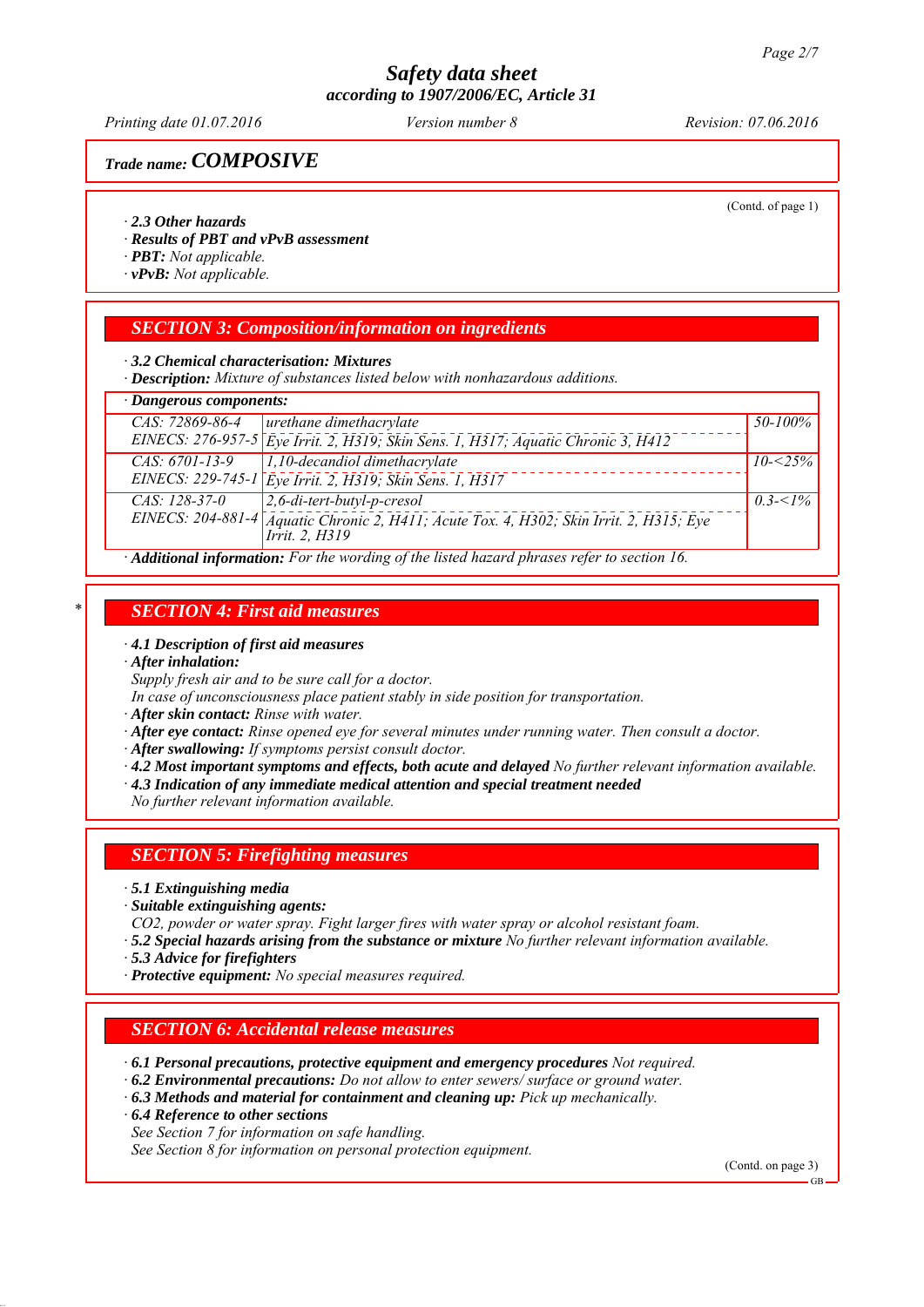**Trade name: COMPOSIVE**

(Contd. of page 1)

· **2.3 Other hazards**
· **Results of PBT and vPvB assessment**
· **PBT:** Not applicable.
· **vPvB:** Not applicable.

## SECTION 3: Composition/information on ingredients

· **3.2 Chemical characterisation: Mixtures**
· **Description:** Mixture of substances listed below with nonhazardous additions.

· **Dangerous components:**

| | | |
|---|---|---|
| CAS: 72869-86-4<br>EINECS: 276-957-5 | urethane dimethacrylate<br>Eye Irrit. 2, H319; Skin Sens. 1, H317; Aquatic Chronic 3, H412 | 50-100% |
| CAS: 6701-13-9<br>EINECS: 229-745-1 | 1,10-decandiol dimethacrylate<br>Eye Irrit. 2, H319; Skin Sens. 1, H317 | 10-<25% |
| CAS: 128-37-0<br>EINECS: 204-881-4 | 2,6-di-tert-butyl-p-cresol<br>Aquatic Chronic 2, H411; Acute Tox. 4, H302; Skin Irrit. 2, H315; Eye Irrit. 2, H319 | 0.3-<1% |

· **Additional information:** For the wording of the listed hazard phrases refer to section 16.

## * SECTION 4: First aid measures

· **4.1 Description of first aid measures**
· **After inhalation:**
Supply fresh air and to be sure call for a doctor.
In case of unconsciousness place patient stably in side position for transportation.
· **After skin contact:** Rinse with water.
· **After eye contact:** Rinse opened eye for several minutes under running water. Then consult a doctor.
· **After swallowing:** If symptoms persist consult doctor.
· **4.2 Most important symptoms and effects, both acute and delayed** No further relevant information available.
· **4.3 Indication of any immediate medical attention and special treatment needed**
No further relevant information available.

## SECTION 5: Firefighting measures

· **5.1 Extinguishing media**
· **Suitable extinguishing agents:**
$CO_2$, powder or water spray. Fight larger fires with water spray or alcohol resistant foam.
· **5.2 Special hazards arising from the substance or mixture** No further relevant information available.
· **5.3 Advice for firefighters**
· **Protective equipment:** No special measures required.

## SECTION 6: Accidental release measures

· **6.1 Personal precautions, protective equipment and emergency procedures** Not required.
· **6.2 Environmental precautions:** Do not allow to enter sewers/ surface or ground water.
· **6.3 Methods and material for containment and cleaning up:** Pick up mechanically.
· **6.4 Reference to other sections**
See Section 7 for information on safe handling.
See Section 8 for information on personal protection equipment.

(Contd. on page 3)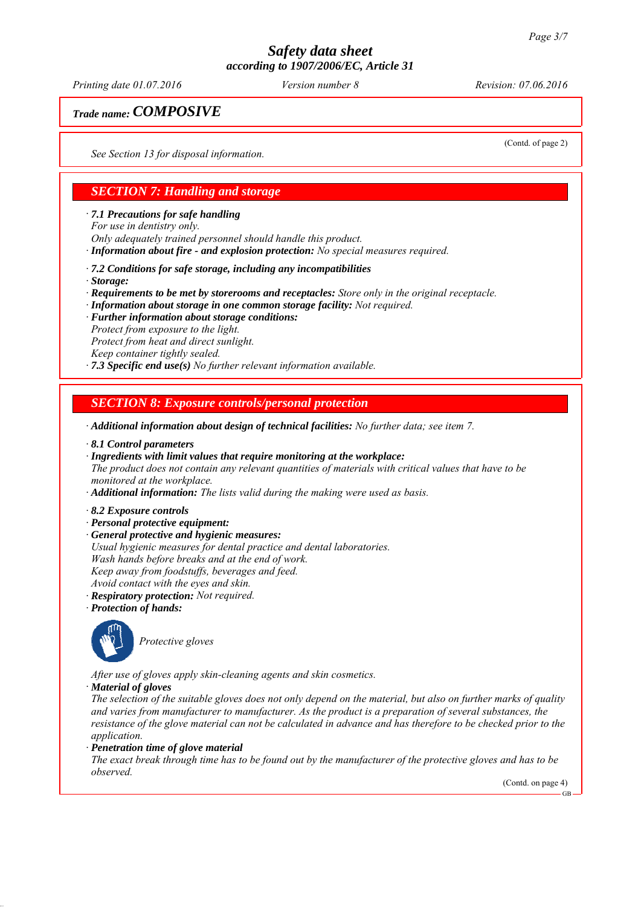# Safety data sheet

**according to 1907/2006/EC, Article 31**

*Printing date 01.07.2016* *Version number 8* *Revision: 07.06.2016*

***Trade name:* COMPOSIVE**

(Contd. of page 2)

*See Section 13 for disposal information.*

## SECTION 7: Handling and storage

· ***7.1 Precautions for safe handling***
*For use in dentistry only.*
*Only adequately trained personnel should handle this product.*
· ***Information about fire - and explosion protection:*** *No special measures required.*

· ***7.2 Conditions for safe storage, including any incompatibilities***
· ***Storage:***
· ***Requirements to be met by storerooms and receptacles:*** *Store only in the original receptacle.*
· ***Information about storage in one common storage facility:*** *Not required.*
· ***Further information about storage conditions:***
*Protect from exposure to the light.*
*Protect from heat and direct sunlight.*
*Keep container tightly sealed.*
· ***7.3 Specific end use(s)*** *No further relevant information available.*

## SECTION 8: Exposure controls/personal protection

· ***Additional information about design of technical facilities:*** *No further data; see item 7.*

· ***8.1 Control parameters***
· ***Ingredients with limit values that require monitoring at the workplace:***
*The product does not contain any relevant quantities of materials with critical values that have to be monitored at the workplace.*
· ***Additional information:*** *The lists valid during the making were used as basis.*

· ***8.2 Exposure controls***
· ***Personal protective equipment:***
· ***General protective and hygienic measures:***
*Usual hygienic measures for dental practice and dental laboratories.*
*Wash hands before breaks and at the end of work.*
*Keep away from foodstuffs, beverages and feed.*
*Avoid contact with the eyes and skin.*
· ***Respiratory protection:*** *Not required.*
· ***Protection of hands:***

*Protective gloves*

*After use of gloves apply skin-cleaning agents and skin cosmetics.*
· ***Material of gloves***
*The selection of the suitable gloves does not only depend on the material, but also on further marks of quality and varies from manufacturer to manufacturer. As the product is a preparation of several substances, the resistance of the glove material can not be calculated in advance and has therefore to be checked prior to the application.*
· ***Penetration time of glove material***
*The exact break through time has to be found out by the manufacturer of the protective gloves and has to be observed.*

(Contd. on page 4)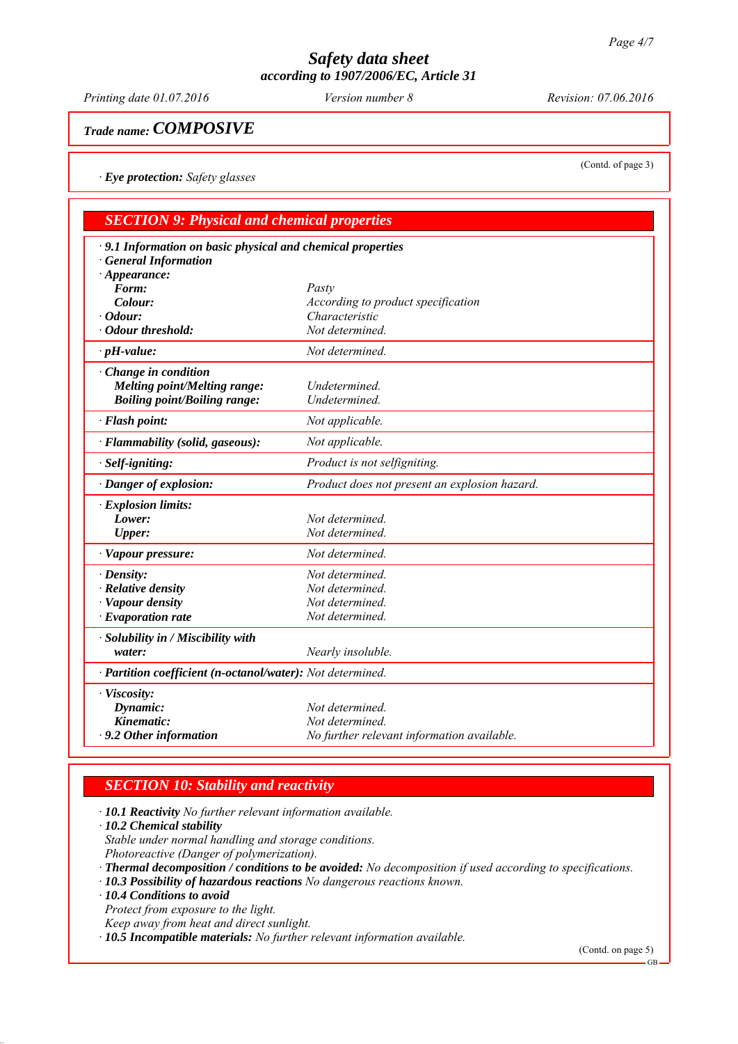## Safety data sheet
### according to 1907/2006/EC, Article 31

*Printing date 01.07.2016* | *Version number 8* | *Revision: 07.06.2016*

**Trade name: *COMPOSIVE***

(Contd. of page 3)

· **Eye protection:** *Safety glasses*

## SECTION 9: Physical and chemical properties

| | |
|---|---|
| · **9.1 Information on basic physical and chemical properties** | |
| · **General Information** | |
| · **Appearance:** | |
| **Form:** | *Pasty* |
| **Colour:** | *According to product specification* |
| · **Odour:** | *Characteristic* |
| · **Odour threshold:** | *Not determined.* |
| · **pH-value:** | *Not determined.* |
| · **Change in condition** | |
| **Melting point/Melting range:** | *Undetermined.* |
| **Boiling point/Boiling range:** | *Undetermined.* |
| · **Flash point:** | *Not applicable.* |
| · **Flammability (solid, gaseous):** | *Not applicable.* |
| · **Self-igniting:** | *Product is not selfigniting.* |
| · **Danger of explosion:** | *Product does not present an explosion hazard.* |
| · **Explosion limits:** | |
| **Lower:** | *Not determined.* |
| **Upper:** | *Not determined.* |
| · **Vapour pressure:** | *Not determined.* |
| · **Density:** | *Not determined.* |
| · **Relative density** | *Not determined.* |
| · **Vapour density** | *Not determined.* |
| · **Evaporation rate** | *Not determined.* |
| · **Solubility in / Miscibility with** | |
| **water:** | *Nearly insoluble.* |
| · **Partition coefficient (n-octanol/water):** | *Not determined.* |
| · **Viscosity:** | |
| **Dynamic:** | *Not determined.* |
| **Kinematic:** | *Not determined.* |
| · **9.2 Other information** | *No further relevant information available.* |

## SECTION 10: Stability and reactivity

· **10.1 Reactivity** *No further relevant information available.*

· **10.2 Chemical stability**

*Stable under normal handling and storage conditions.*

*Photoreactive (Danger of polymerization).*

· **Thermal decomposition / conditions to be avoided:** *No decomposition if used according to specifications.*

· **10.3 Possibility of hazardous reactions** *No dangerous reactions known.*

· **10.4 Conditions to avoid**

*Protect from exposure to the light.*

*Keep away from heat and direct sunlight.*

· **10.5 Incompatible materials:** *No further relevant information available.*

(Contd. on page 5)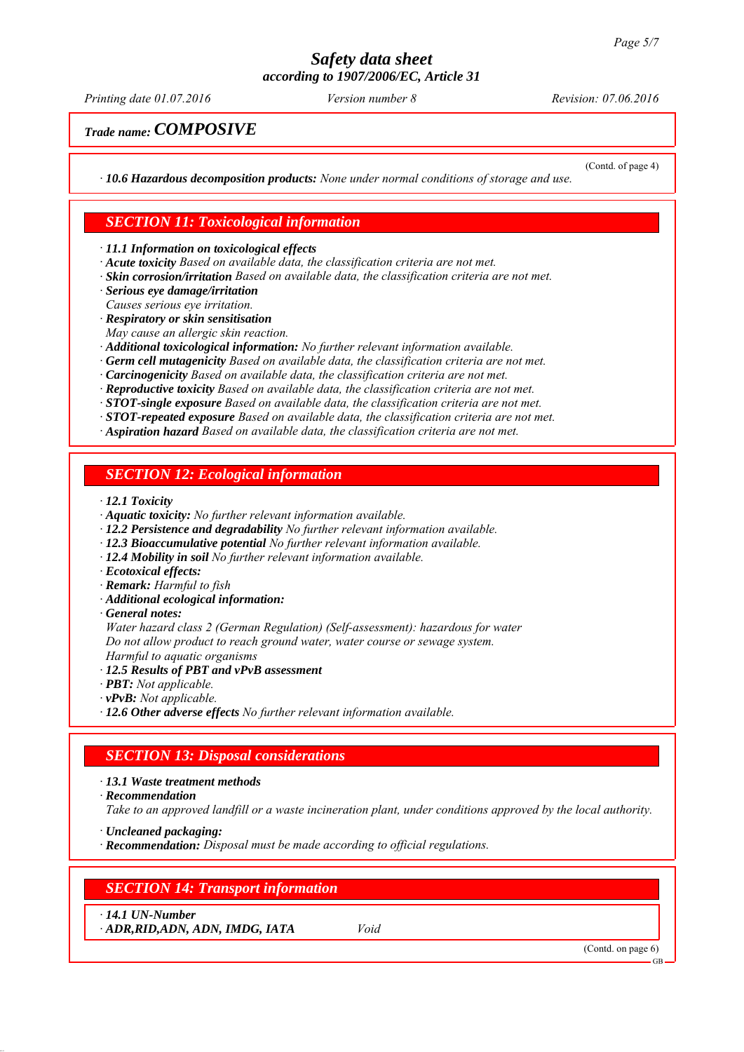Trade name: **COMPOSIVE**

(Contd. of page 4)

· **10.6 Hazardous decomposition products:** *None under normal conditions of storage and use.*

## SECTION 11: Toxicological information

· **11.1 Information on toxicological effects**
· **Acute toxicity** *Based on available data, the classification criteria are not met.*
· **Skin corrosion/irritation** *Based on available data, the classification criteria are not met.*
· **Serious eye damage/irritation**
*Causes serious eye irritation.*
· **Respiratory or skin sensitisation**
*May cause an allergic skin reaction.*
· **Additional toxicological information:** *No further relevant information available.*
· **Germ cell mutagenicity** *Based on available data, the classification criteria are not met.*
· **Carcinogenicity** *Based on available data, the classification criteria are not met.*
· **Reproductive toxicity** *Based on available data, the classification criteria are not met.*
· **STOT-single exposure** *Based on available data, the classification criteria are not met.*
· **STOT-repeated exposure** *Based on available data, the classification criteria are not met.*
· **Aspiration hazard** *Based on available data, the classification criteria are not met.*

## SECTION 12: Ecological information

· **12.1 Toxicity**
· **Aquatic toxicity:** *No further relevant information available.*
· **12.2 Persistence and degradability** *No further relevant information available.*
· **12.3 Bioaccumulative potential** *No further relevant information available.*
· **12.4 Mobility in soil** *No further relevant information available.*
· **Ecotoxical effects:**
· **Remark:** *Harmful to fish*
· **Additional ecological information:**
· **General notes:**
*Water hazard class 2 (German Regulation) (Self-assessment): hazardous for water*
*Do not allow product to reach ground water, water course or sewage system.*
*Harmful to aquatic organisms*
· **12.5 Results of PBT and vPvB assessment**
· **PBT:** *Not applicable.*
· **vPvB:** *Not applicable.*
· **12.6 Other adverse effects** *No further relevant information available.*

## SECTION 13: Disposal considerations

· **13.1 Waste treatment methods**
· **Recommendation**
*Take to an approved landfill or a waste incineration plant, under conditions approved by the local authority.*

· **Uncleaned packaging:**
· **Recommendation:** *Disposal must be made according to official regulations.*

## SECTION 14: Transport information

· **14.1 UN-Number**
· **ADR,RID,ADN, ADN, IMDG, IATA** *Void*

(Contd. on page 6)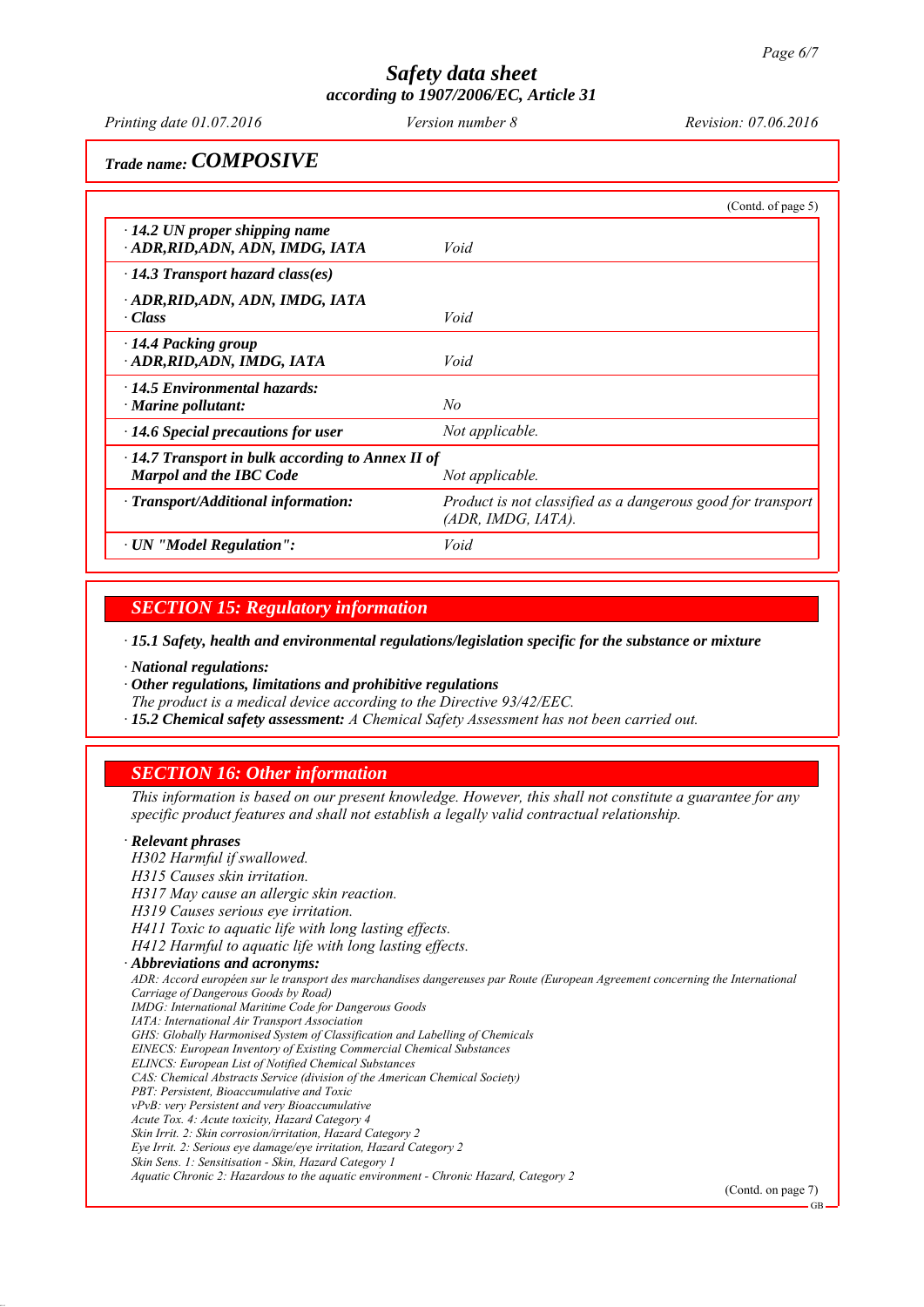*Trade name:* **COMPOSIVE**

(Contd. of page 5)

| | |
|---|---|
| · **14.2 UN proper shipping name** · **ADR,RID,ADN, ADN, IMDG, IATA** | *Void* |
| · **14.3 Transport hazard class(es)** | |
| · **ADR,RID,ADN, ADN, IMDG, IATA** · **Class** | *Void* |
| · **14.4 Packing group** · **ADR,RID,ADN, IMDG, IATA** | *Void* |
| · **14.5 Environmental hazards:** · **Marine pollutant:** | *No* |
| · **14.6 Special precautions for user** | *Not applicable.* |
| · **14.7 Transport in bulk according to Annex II of Marpol and the IBC Code** | *Not applicable.* |
| · **Transport/Additional information:** | *Product is not classified as a dangerous good for transport (ADR, IMDG, IATA).* |
| · **UN "Model Regulation":** | *Void* |

## SECTION 15: Regulatory information

· **15.1 Safety, health and environmental regulations/legislation specific for the substance or mixture**

· **National regulations:**

· **Other regulations, limitations and prohibitive regulations**

*The product is a medical device according to the Directive 93/42/EEC.*

· **15.2 Chemical safety assessment:** *A Chemical Safety Assessment has not been carried out.*

## SECTION 16: Other information

*This information is based on our present knowledge. However, this shall not constitute a guarantee for any specific product features and shall not establish a legally valid contractual relationship.*

· **Relevant phrases**

*H302 Harmful if swallowed.*
*H315 Causes skin irritation.*
*H317 May cause an allergic skin reaction.*
*H319 Causes serious eye irritation.*
*H411 Toxic to aquatic life with long lasting effects.*
*H412 Harmful to aquatic life with long lasting effects.*

· **Abbreviations and acronyms:**

*ADR: Accord européen sur le transport des marchandises dangereuses par Route (European Agreement concerning the International Carriage of Dangerous Goods by Road)*
*IMDG: International Maritime Code for Dangerous Goods*
*IATA: International Air Transport Association*
*GHS: Globally Harmonised System of Classification and Labelling of Chemicals*
*EINECS: European Inventory of Existing Commercial Chemical Substances*
*ELINCS: European List of Notified Chemical Substances*
*CAS: Chemical Abstracts Service (division of the American Chemical Society)*
*PBT: Persistent, Bioaccumulative and Toxic*
*vPvB: very Persistent and very Bioaccumulative*
*Acute Tox. 4: Acute toxicity, Hazard Category 4*
*Skin Irrit. 2: Skin corrosion/irritation, Hazard Category 2*
*Eye Irrit. 2: Serious eye damage/eye irritation, Hazard Category 2*
*Skin Sens. 1: Sensitisation - Skin, Hazard Category 1*
*Aquatic Chronic 2: Hazardous to the aquatic environment - Chronic Hazard, Category 2*

(Contd. on page 7)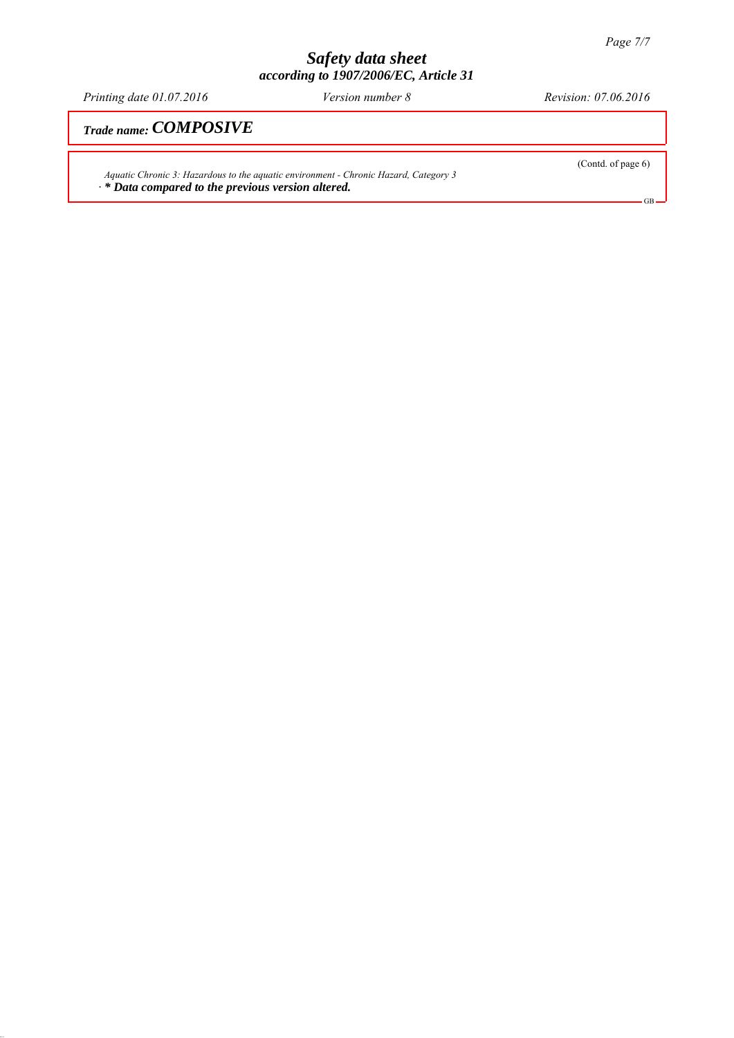*Aquatic Chronic 3: Hazardous to the aquatic environment - Chronic Hazard, Category 3*

· ***\* Data compared to the previous version altered.***